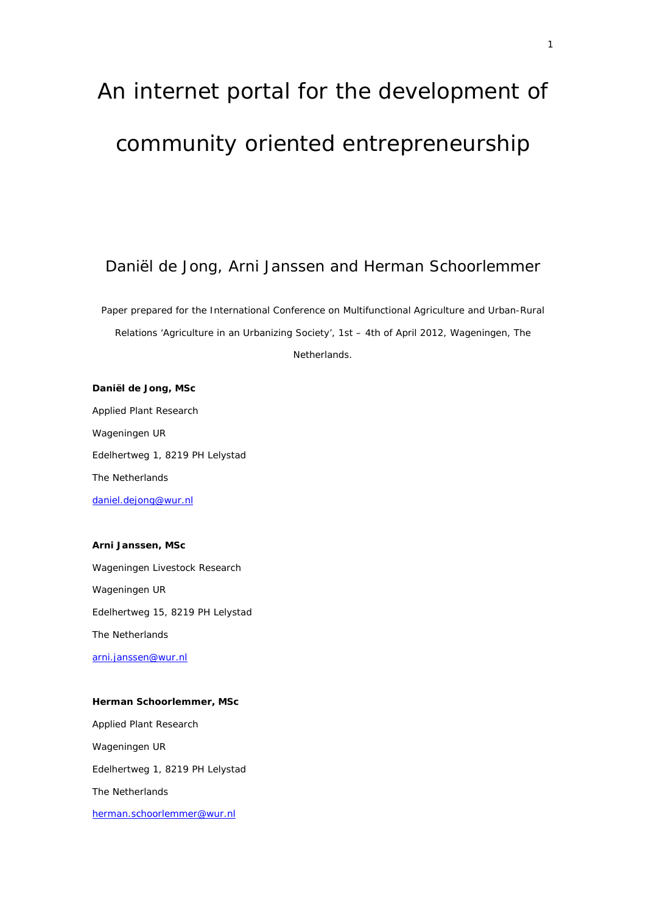# An internet portal for the development of community oriented entrepreneurship

Daniël de Jong, Arni Janssen and Herman Schoorlemmer

Paper prepared for the International Conference on Multifunctional Agriculture and Urban-Rural Relations 'Agriculture in an Urbanizing Society', 1st – 4th of April 2012, Wageningen, The Netherlands.

**Daniël de Jong, MSc**

Applied Plant Research

Wageningen UR

Edelhertweg 1, 8219 PH Lelystad

The Netherlands

daniel.dejong@wur.nl

**Arni Janssen, MSc**

Wageningen Livestock Research

Wageningen UR

Edelhertweg 15, 8219 PH Lelystad

The Netherlands

arni.janssen@wur.nl

**Herman Schoorlemmer, MSc**

Applied Plant Research

Wageningen UR

Edelhertweg 1, 8219 PH Lelystad

The Netherlands

herman.schoorlemmer@wur.nl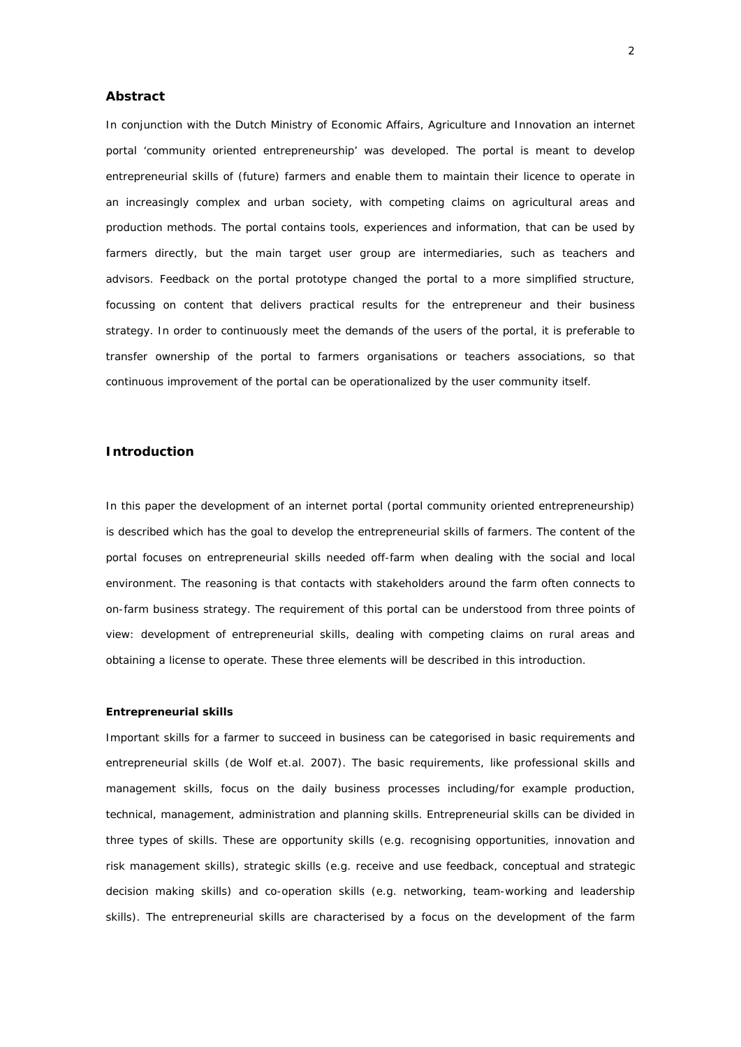## Abstract

In conjunction with the Dutch Ministry of Economic Affairs, Agriculture and Innovation an internet portal 'community oriented entrepreneurship' was developed. The portal is meant to develop entrepreneurial skills of (future) farmers and enable them to maintain their licence to operate in an increasingly complex and urban society, with competing claims on agricultural areas and production methods. The portal contains tools, experiences and information, that can be used by farmers directly, but the main target user group are intermediaries, such as teachers and advisors. Feedback on the portal prototype changed the portal to a more simplified structure, focussing on content that delivers practical results for the entrepreneur and their business strategy. In order to continuously meet the demands of the users of the portal, it is preferable to transfer ownership of the portal to farmers organisations or teachers associations, so that continuous improvement of the portal can be operationalized by the user community itself.

## Introduction

In this paper the development of an internet portal (portal community oriented entrepreneurship) is described which has the goal to develop the entrepreneurial skills of farmers. The content of the portal focuses on entrepreneurial skills needed off-farm when dealing with the social and local environment. The reasoning is that contacts with stakeholders around the farm often connects to on-farm business strategy. The requirement of this portal can be understood from three points of view: development of entrepreneurial skills, dealing with competing claims on rural areas and obtaining a license to operate. These three elements will be described in this introduction.

### Entrepreneurial skills

Important skills for a farmer to succeed in business can be categorised in basic requirements and entrepreneurial skills (de Wolf et.al. 2007). The basic requirements, like professional skills and management skills, focus on the daily business processes including/for example production, technical, management, administration and planning skills. Entrepreneurial skills can be divided in three types of skills. These are opportunity skills (e.g. recognising opportunities, innovation and risk management skills), strategic skills (e.g. receive and use feedback, conceptual and strategic decision making skills) and co-operation skills (e.g. networking, team-working and leadership skills). The entrepreneurial skills are characterised by a focus on the development of the farm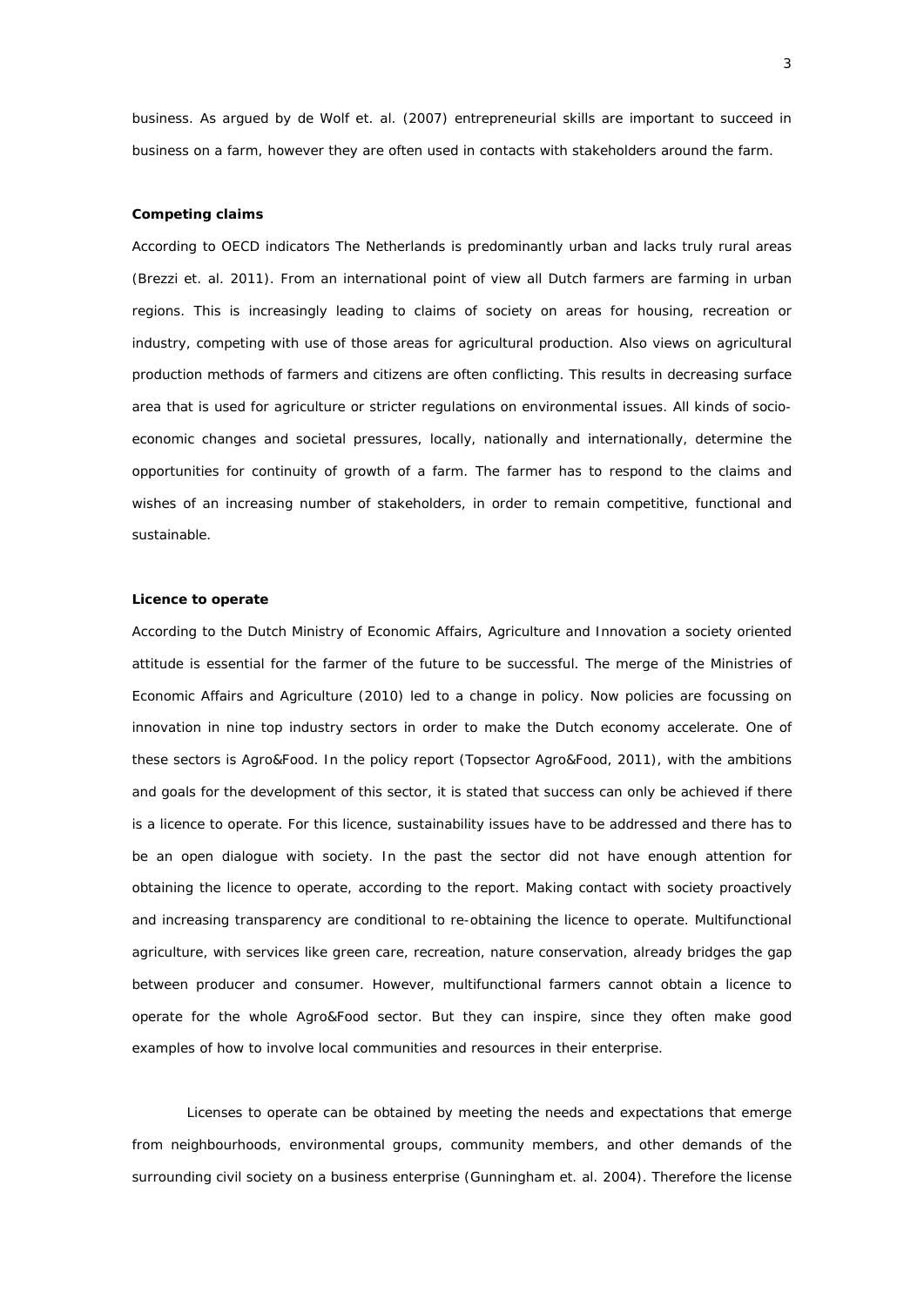business. As argued by de Wolf et. al. (2007) entrepreneurial skills are important to succeed in business on a farm, however they are often used in contacts with stakeholders around the farm.

**Competing claims**

According to OECD indicators The Netherlands is predominantly urban and lacks truly rural areas (Brezzi et. al. 2011). From an international point of view all Dutch farmers are farming in urban regions. This is increasingly leading to claims of society on areas for housing, recreation or industry, competing with use of those areas for agricultural production. Also views on agricultural production methods of farmers and citizens are often conflicting. This results in decreasing surface area that is used for agriculture or stricter regulations on environmental issues. All kinds of socio-economic changes and societal pressures, locally, nationally and internationally, determine the opportunities for continuity of growth of a farm. The farmer has to respond to the claims and wishes of an increasing number of stakeholders, in order to remain competitive, functional and sustainable.

**Licence to operate**

According to the Dutch Ministry of Economic Affairs, Agriculture and Innovation a society oriented attitude is essential for the farmer of the future to be successful. The merge of the Ministries of Economic Affairs and Agriculture (2010) led to a change in policy. Now policies are focussing on innovation in nine top industry sectors in order to make the Dutch economy accelerate. One of these sectors is Agro&Food. In the policy report (Topsector Agro&Food, 2011), with the ambitions and goals for the development of this sector, it is stated that success can only be achieved if there is a licence to operate. For this licence, sustainability issues have to be addressed and there has to be an open dialogue with society. In the past the sector did not have enough attention for obtaining the licence to operate, according to the report. Making contact with society proactively and increasing transparency are conditional to re-obtaining the licence to operate. Multifunctional agriculture, with services like green care, recreation, nature conservation, already bridges the gap between producer and consumer. However, multifunctional farmers cannot obtain a licence to operate for the whole Agro&Food sector. But they can inspire, since they often make good examples of how to involve local communities and resources in their enterprise.

Licenses to operate can be obtained by meeting the needs and expectations that emerge from neighbourhoods, environmental groups, community members, and other demands of the surrounding civil society on a business enterprise (Gunningham et. al. 2004). Therefore the license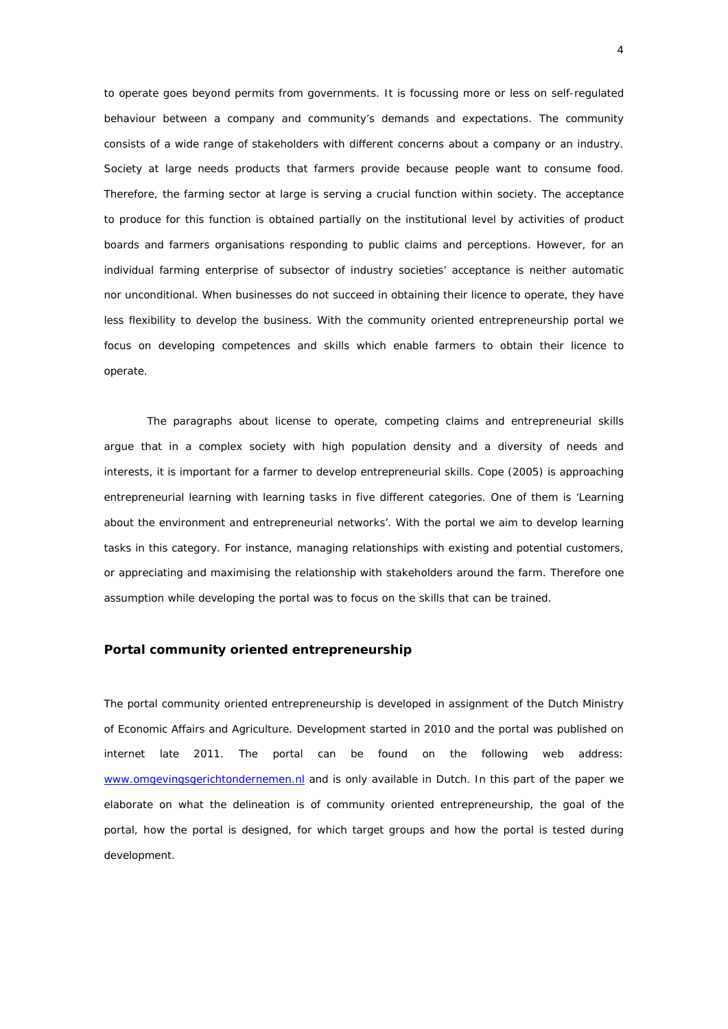to operate goes beyond permits from governments. It is focussing more or less on self-regulated behaviour between a company and community's demands and expectations. The community consists of a wide range of stakeholders with different concerns about a company or an industry. Society at large needs products that farmers provide because people want to consume food. Therefore, the farming sector at large is serving a crucial function within society. The acceptance to produce for this function is obtained partially on the institutional level by activities of product boards and farmers organisations responding to public claims and perceptions. However, for an individual farming enterprise of subsector of industry societies' acceptance is neither automatic nor unconditional. When businesses do not succeed in obtaining their licence to operate, they have less flexibility to develop the business. With the community oriented entrepreneurship portal we focus on developing competences and skills which enable farmers to obtain their licence to operate.

The paragraphs about license to operate, competing claims and entrepreneurial skills argue that in a complex society with high population density and a diversity of needs and interests, it is important for a farmer to develop entrepreneurial skills. Cope (2005) is approaching entrepreneurial learning with learning tasks in five different categories. One of them is 'Learning about the environment and entrepreneurial networks'. With the portal we aim to develop learning tasks in this category. For instance, managing relationships with existing and potential customers, or appreciating and maximising the relationship with stakeholders around the farm. Therefore one assumption while developing the portal was to focus on the skills that can be trained.

## Portal community oriented entrepreneurship

The portal community oriented entrepreneurship is developed in assignment of the Dutch Ministry of Economic Affairs and Agriculture. Development started in 2010 and the portal was published on internet late 2011. The portal can be found on the following web address: [www.omgevingsgerichtondernemen.nl](http://www.omgevingsgerichtondernemen.nl) and is only available in Dutch. In this part of the paper we elaborate on what the delineation is of community oriented entrepreneurship, the goal of the portal, how the portal is designed, for which target groups and how the portal is tested during development.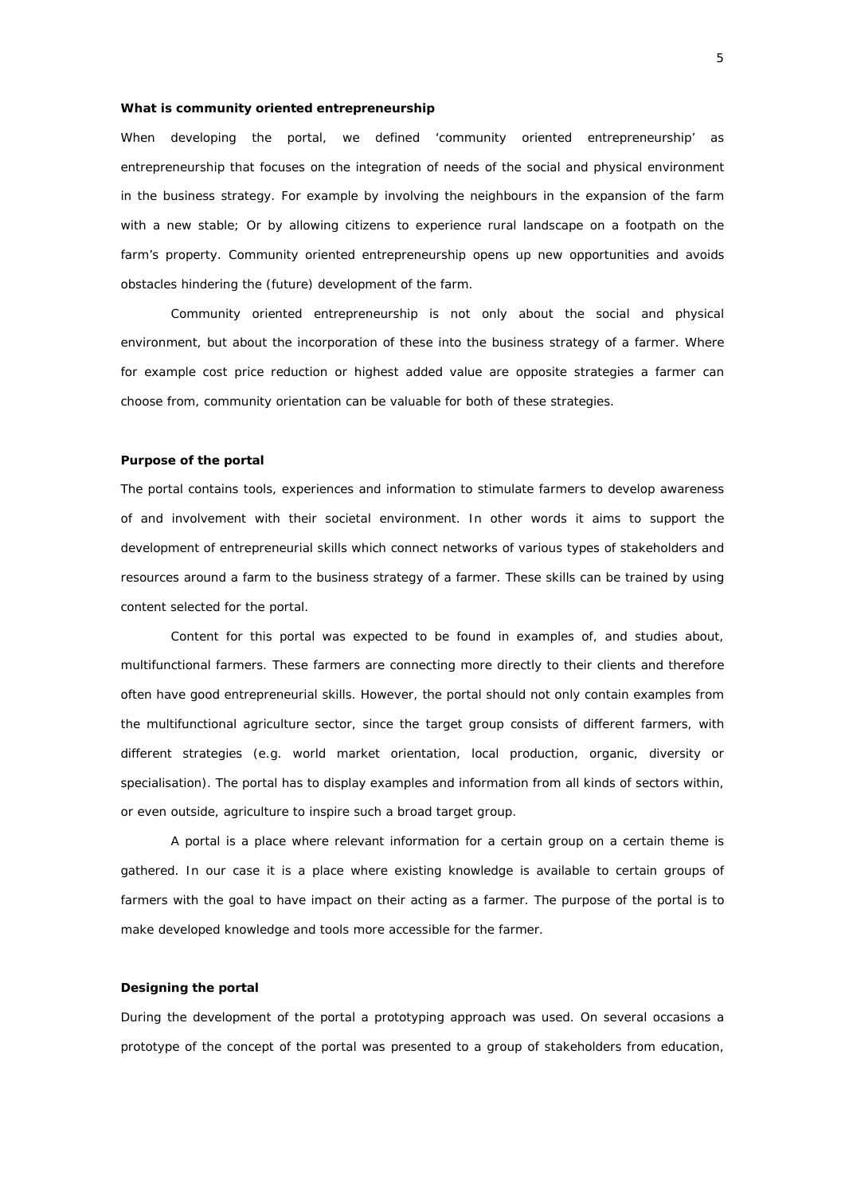### What is community oriented entrepreneurship

When developing the portal, we defined 'community oriented entrepreneurship' as entrepreneurship that focuses on the integration of needs of the social and physical environment in the business strategy. For example by involving the neighbours in the expansion of the farm with a new stable; Or by allowing citizens to experience rural landscape on a footpath on the farm's property. Community oriented entrepreneurship opens up new opportunities and avoids obstacles hindering the (future) development of the farm.

Community oriented entrepreneurship is not only about the social and physical environment, but about the incorporation of these into the business strategy of a farmer. Where for example cost price reduction or highest added value are opposite strategies a farmer can choose from, community orientation can be valuable for both of these strategies.

### Purpose of the portal

The portal contains tools, experiences and information to stimulate farmers to develop awareness of and involvement with their societal environment. In other words it aims to support the development of entrepreneurial skills which connect networks of various types of stakeholders and resources around a farm to the business strategy of a farmer. These skills can be trained by using content selected for the portal.

Content for this portal was expected to be found in examples of, and studies about, multifunctional farmers. These farmers are connecting more directly to their clients and therefore often have good entrepreneurial skills. However, the portal should not only contain examples from the multifunctional agriculture sector, since the target group consists of different farmers, with different strategies (e.g. world market orientation, local production, organic, diversity or specialisation). The portal has to display examples and information from all kinds of sectors within, or even outside, agriculture to inspire such a broad target group.

A portal is a place where relevant information for a certain group on a certain theme is gathered. In our case it is a place where existing knowledge is available to certain groups of farmers with the goal to have impact on their acting as a farmer. The purpose of the portal is to make developed knowledge and tools more accessible for the farmer.

### Designing the portal

During the development of the portal a prototyping approach was used. On several occasions a prototype of the concept of the portal was presented to a group of stakeholders from education,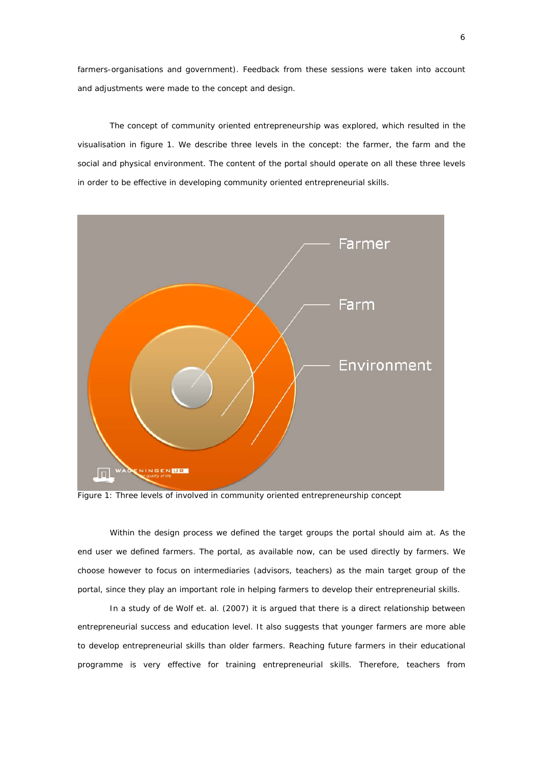farmers-organisations and government). Feedback from these sessions were taken into account and adjustments were made to the concept and design.

The concept of community oriented entrepreneurship was explored, which resulted in the visualisation in figure 1. We describe three levels in the concept: the farmer, the farm and the social and physical environment. The content of the portal should operate on all these three levels in order to be effective in developing community oriented entrepreneurial skills.

Figure 1: Three levels of involved in community oriented entrepreneurship concept

Within the design process we defined the target groups the portal should aim at. As the end user we defined farmers. The portal, as available now, can be used directly by farmers. We choose however to focus on intermediaries (advisors, teachers) as the main target group of the portal, since they play an important role in helping farmers to develop their entrepreneurial skills.

In a study of de Wolf et. al. (2007) it is argued that there is a direct relationship between entrepreneurial success and education level. It also suggests that younger farmers are more able to develop entrepreneurial skills than older farmers. Reaching future farmers in their educational programme is very effective for training entrepreneurial skills. Therefore, teachers from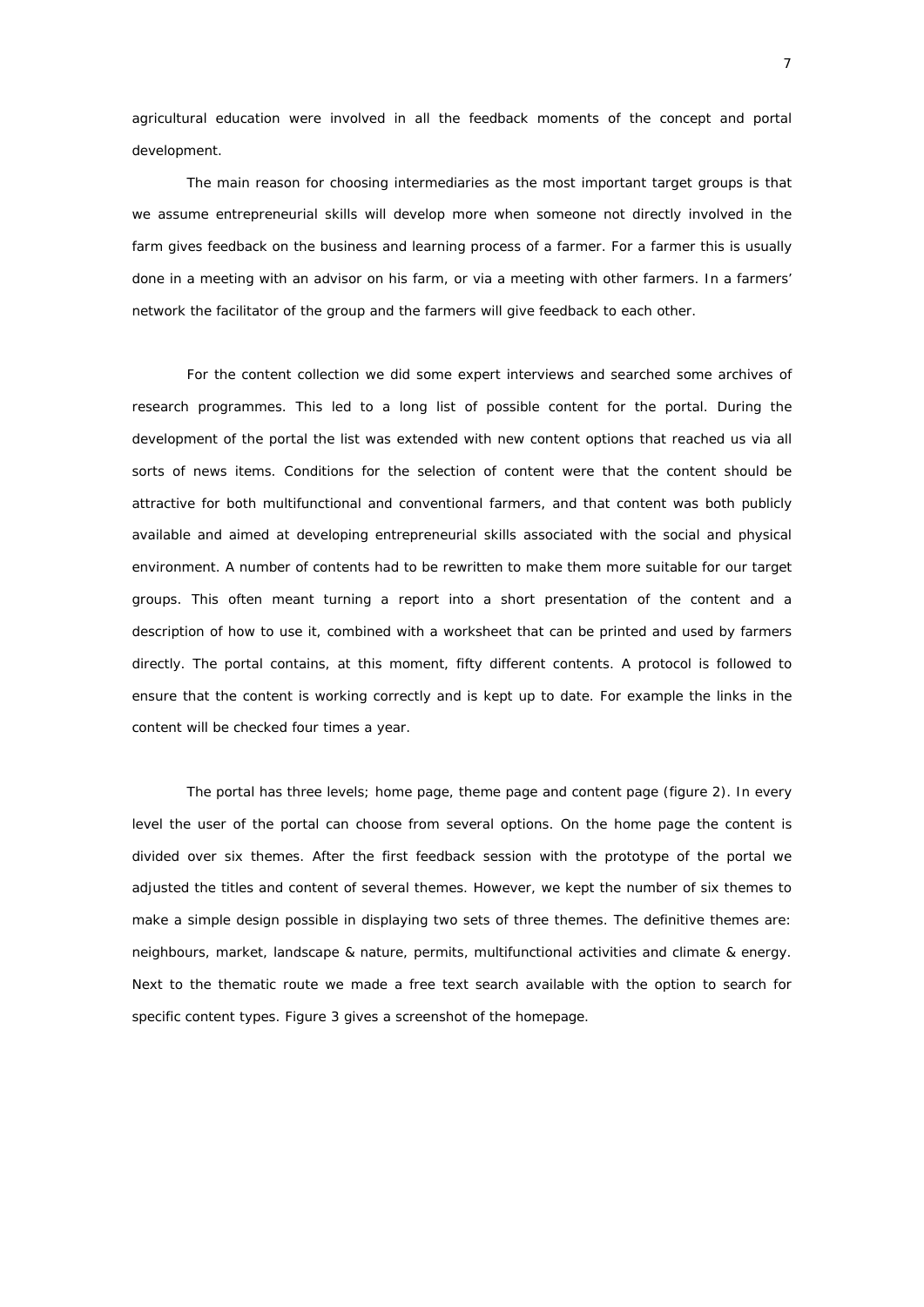agricultural education were involved in all the feedback moments of the concept and portal development.

The main reason for choosing intermediaries as the most important target groups is that we assume entrepreneurial skills will develop more when someone not directly involved in the farm gives feedback on the business and learning process of a farmer. For a farmer this is usually done in a meeting with an advisor on his farm, or via a meeting with other farmers. In a farmers' network the facilitator of the group and the farmers will give feedback to each other.

For the content collection we did some expert interviews and searched some archives of research programmes. This led to a long list of possible content for the portal. During the development of the portal the list was extended with new content options that reached us via all sorts of news items. Conditions for the selection of content were that the content should be attractive for both multifunctional and conventional farmers, and that content was both publicly available and aimed at developing entrepreneurial skills associated with the social and physical environment. A number of contents had to be rewritten to make them more suitable for our target groups. This often meant turning a report into a short presentation of the content and a description of how to use it, combined with a worksheet that can be printed and used by farmers directly. The portal contains, at this moment, fifty different contents. A protocol is followed to ensure that the content is working correctly and is kept up to date. For example the links in the content will be checked four times a year.

The portal has three levels; home page, theme page and content page (figure 2). In every level the user of the portal can choose from several options. On the home page the content is divided over six themes. After the first feedback session with the prototype of the portal we adjusted the titles and content of several themes. However, we kept the number of six themes to make a simple design possible in displaying two sets of three themes. The definitive themes are: neighbours, market, landscape & nature, permits, multifunctional activities and climate & energy. Next to the thematic route we made a free text search available with the option to search for specific content types. Figure 3 gives a screenshot of the homepage.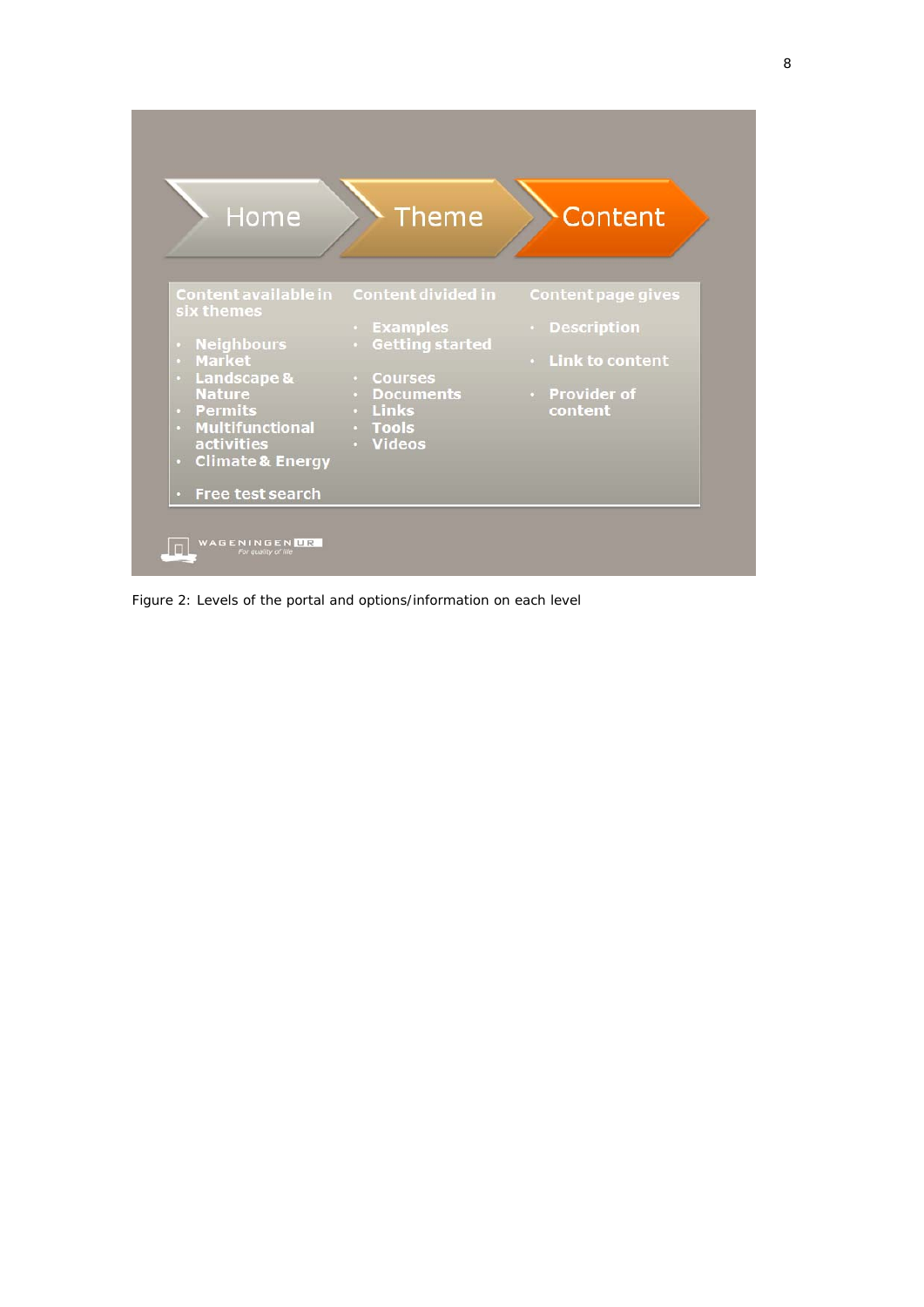**Home** → **Theme** → **Content**

**Content available in six themes**

- Neighbours
- Market
- Landscape & Nature
- Permits
- Multifunctional activities
- Climate & Energy
- Free test search

**Content divided in**

- Examples
- Getting started
- Courses
- Documents
- Links
- Tools
- Videos

**Content page gives**

- Description
- Link to content
- Provider of content

WAGENINGEN UR
*For quality of life*

Figure 2: Levels of the portal and options/information on each level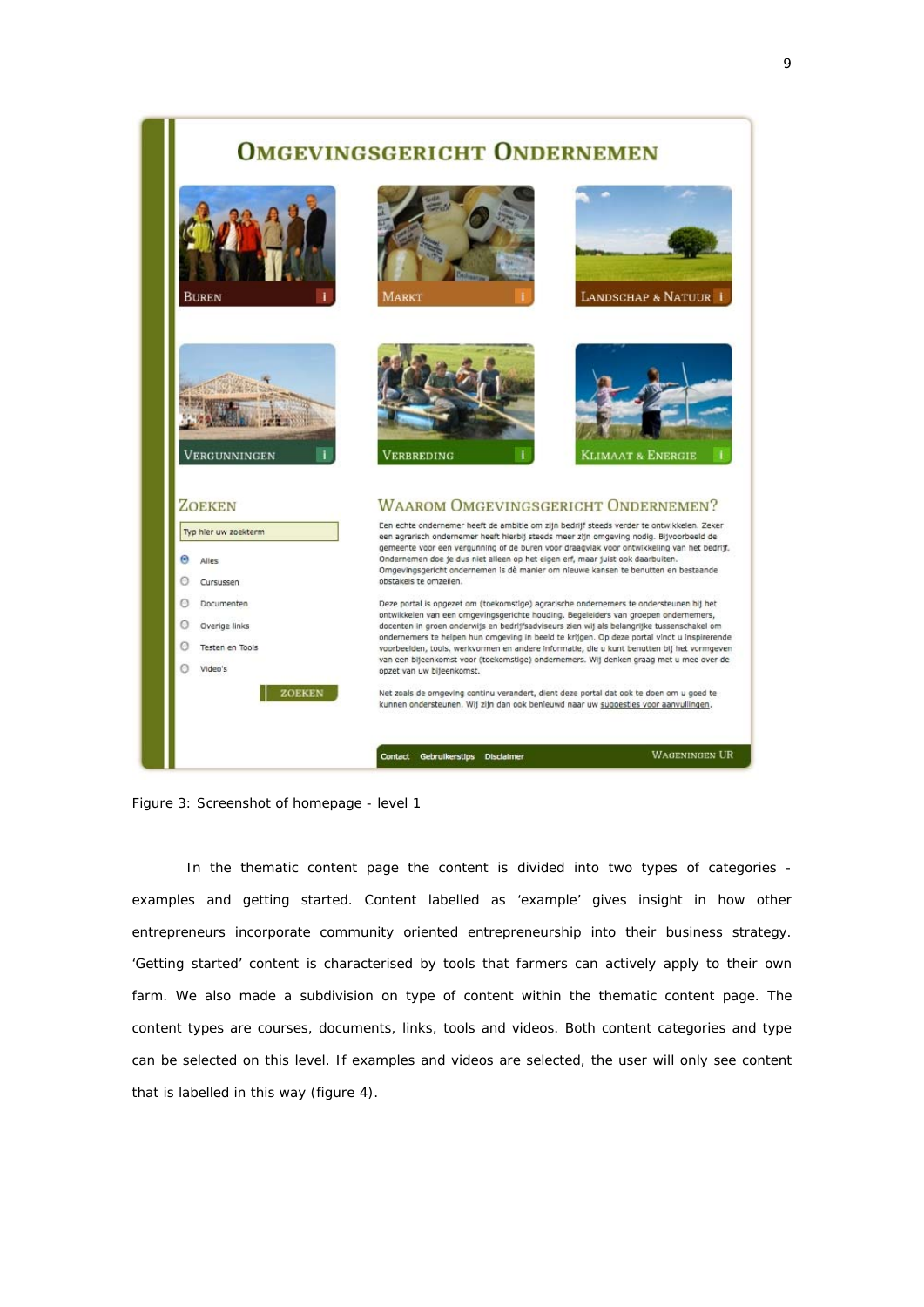Figure 3: Screenshot of homepage - level 1

In the thematic content page the content is divided into two types of categories - examples and getting started. Content labelled as 'example' gives insight in how other entrepreneurs incorporate community oriented entrepreneurship into their business strategy. 'Getting started' content is characterised by tools that farmers can actively apply to their own farm. We also made a subdivision on type of content within the thematic content page. The content types are courses, documents, links, tools and videos. Both content categories and type can be selected on this level. If examples and videos are selected, the user will only see content that is labelled in this way (figure 4).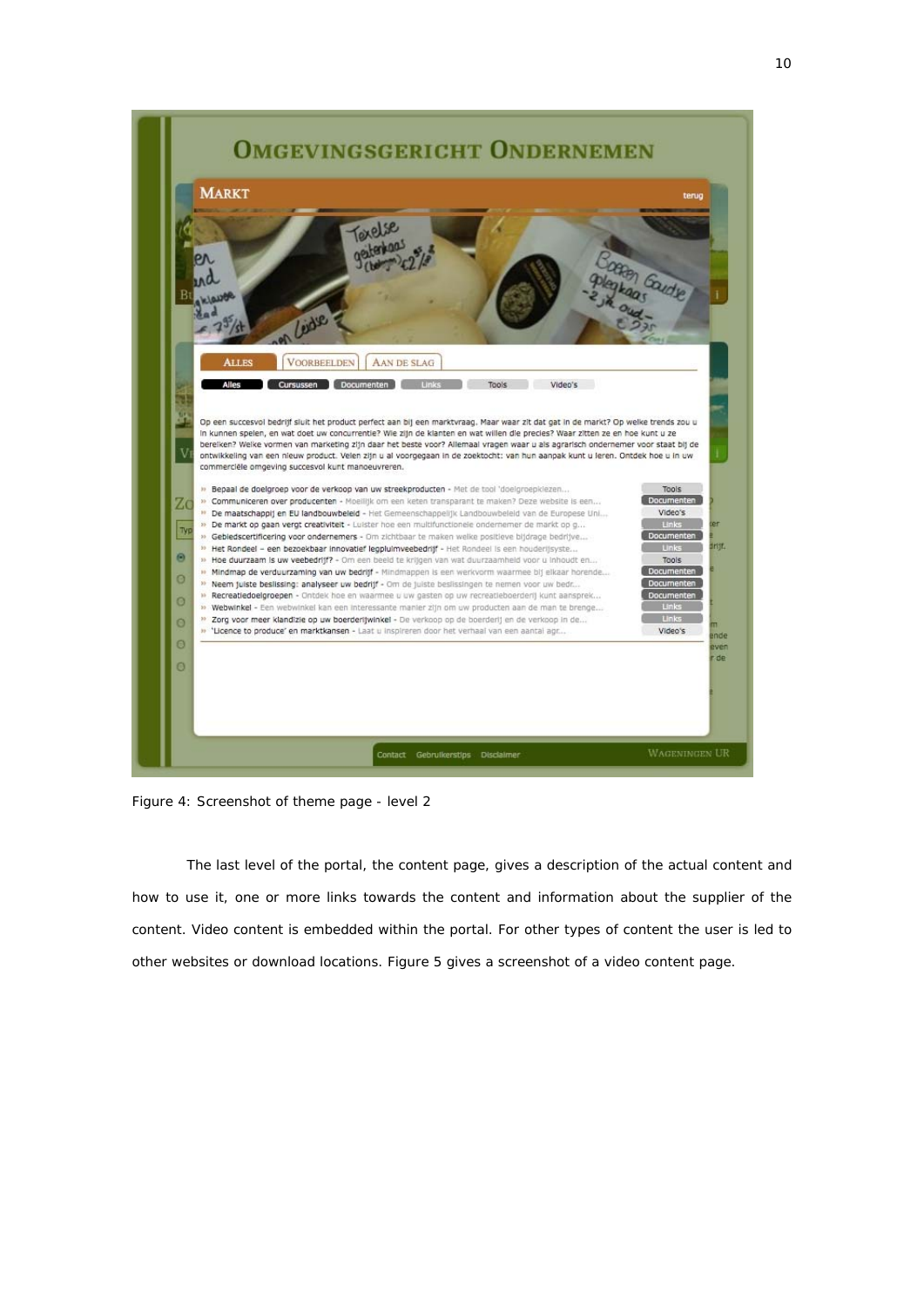Figure 4: Screenshot of theme page - level 2

The last level of the portal, the content page, gives a description of the actual content and how to use it, one or more links towards the content and information about the supplier of the content. Video content is embedded within the portal. For other types of content the user is led to other websites or download locations. Figure 5 gives a screenshot of a video content page.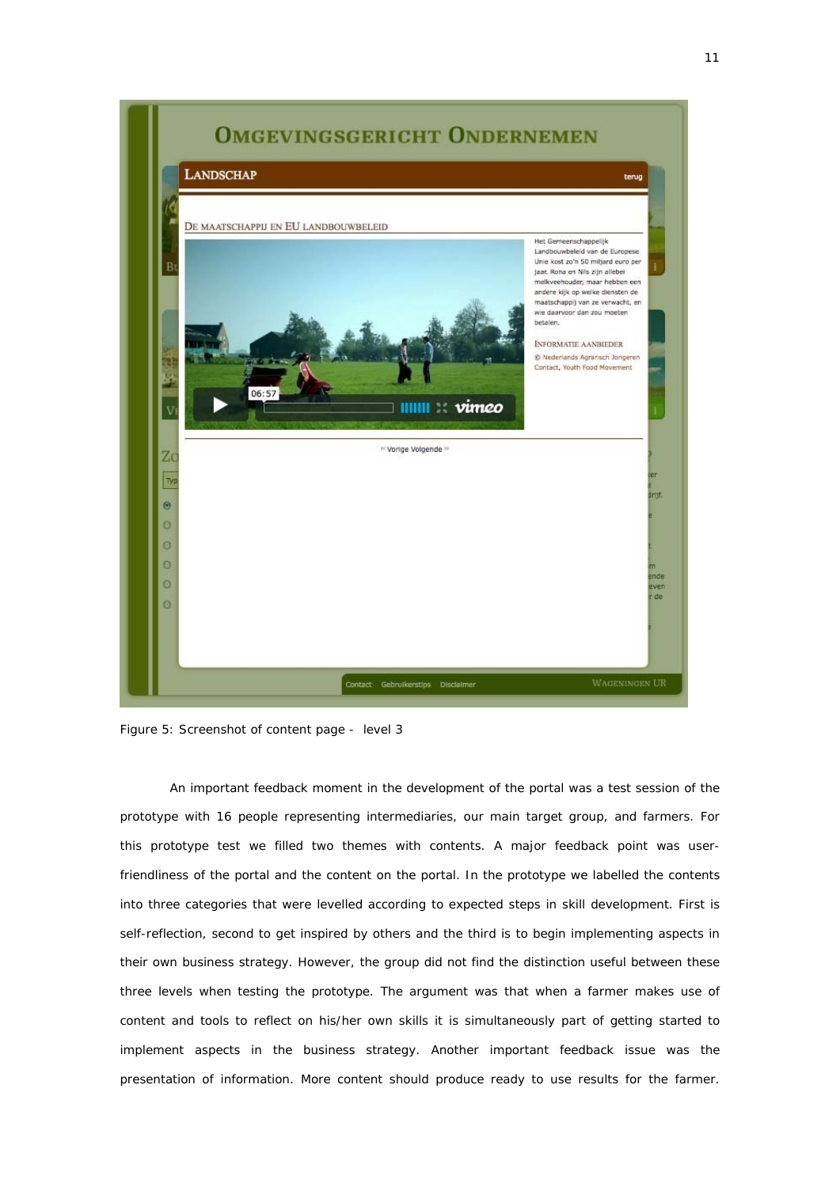Figure 5: Screenshot of content page - level 3

An important feedback moment in the development of the portal was a test session of the prototype with 16 people representing intermediaries, our main target group, and farmers. For this prototype test we filled two themes with contents. A major feedback point was user-friendliness of the portal and the content on the portal. In the prototype we labelled the contents into three categories that were levelled according to expected steps in skill development. First is self-reflection, second to get inspired by others and the third is to begin implementing aspects in their own business strategy. However, the group did not find the distinction useful between these three levels when testing the prototype. The argument was that when a farmer makes use of content and tools to reflect on his/her own skills it is simultaneously part of getting started to implement aspects in the business strategy. Another important feedback issue was the presentation of information. More content should produce ready to use results for the farmer.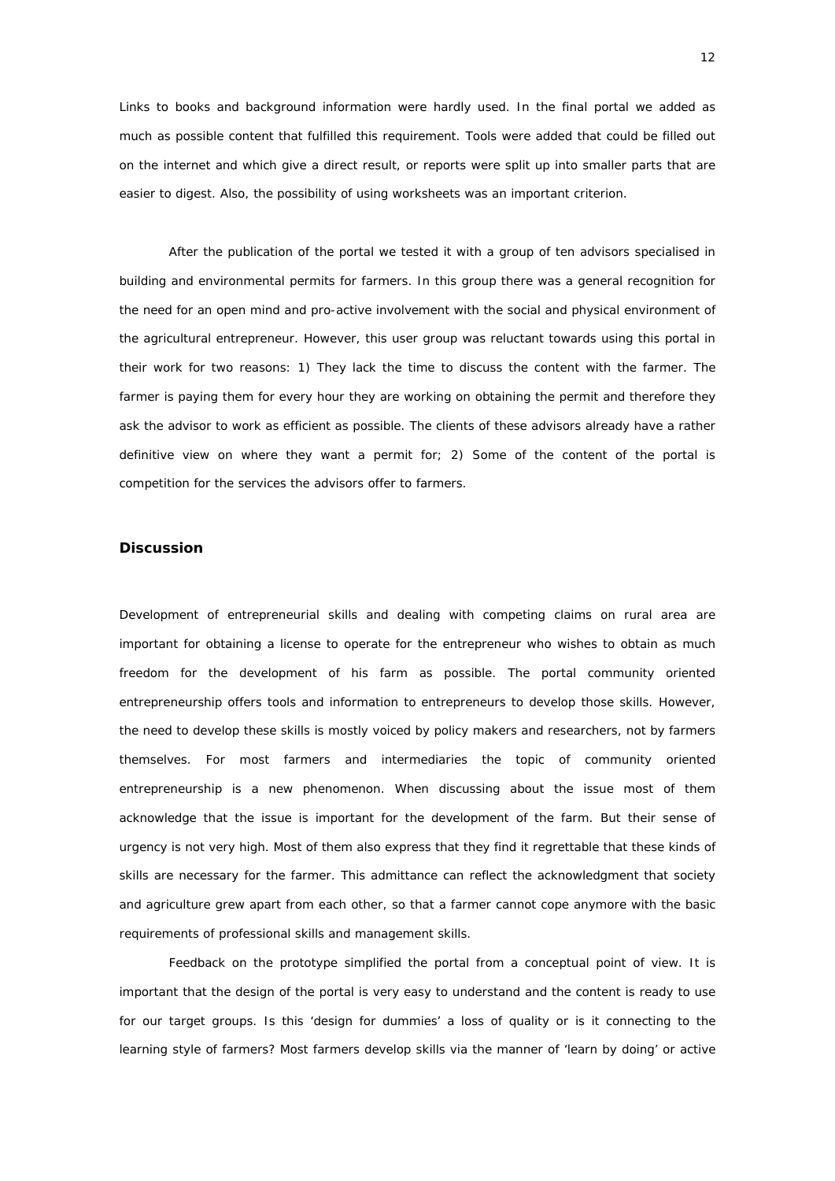Links to books and background information were hardly used. In the final portal we added as much as possible content that fulfilled this requirement. Tools were added that could be filled out on the internet and which give a direct result, or reports were split up into smaller parts that are easier to digest. Also, the possibility of using worksheets was an important criterion.

After the publication of the portal we tested it with a group of ten advisors specialised in building and environmental permits for farmers. In this group there was a general recognition for the need for an open mind and pro-active involvement with the social and physical environment of the agricultural entrepreneur. However, this user group was reluctant towards using this portal in their work for two reasons: 1) They lack the time to discuss the content with the farmer. The farmer is paying them for every hour they are working on obtaining the permit and therefore they ask the advisor to work as efficient as possible. The clients of these advisors already have a rather definitive view on where they want a permit for; 2) Some of the content of the portal is competition for the services the advisors offer to farmers.

## Discussion

Development of entrepreneurial skills and dealing with competing claims on rural area are important for obtaining a license to operate for the entrepreneur who wishes to obtain as much freedom for the development of his farm as possible. The portal community oriented entrepreneurship offers tools and information to entrepreneurs to develop those skills. However, the need to develop these skills is mostly voiced by policy makers and researchers, not by farmers themselves. For most farmers and intermediaries the topic of community oriented entrepreneurship is a new phenomenon. When discussing about the issue most of them acknowledge that the issue is important for the development of the farm. But their sense of urgency is not very high. Most of them also express that they find it regrettable that these kinds of skills are necessary for the farmer. This admittance can reflect the acknowledgment that society and agriculture grew apart from each other, so that a farmer cannot cope anymore with the basic requirements of professional skills and management skills.

Feedback on the prototype simplified the portal from a conceptual point of view. It is important that the design of the portal is very easy to understand and the content is ready to use for our target groups. Is this 'design for dummies' a loss of quality or is it connecting to the learning style of farmers? Most farmers develop skills via the manner of 'learn by doing' or active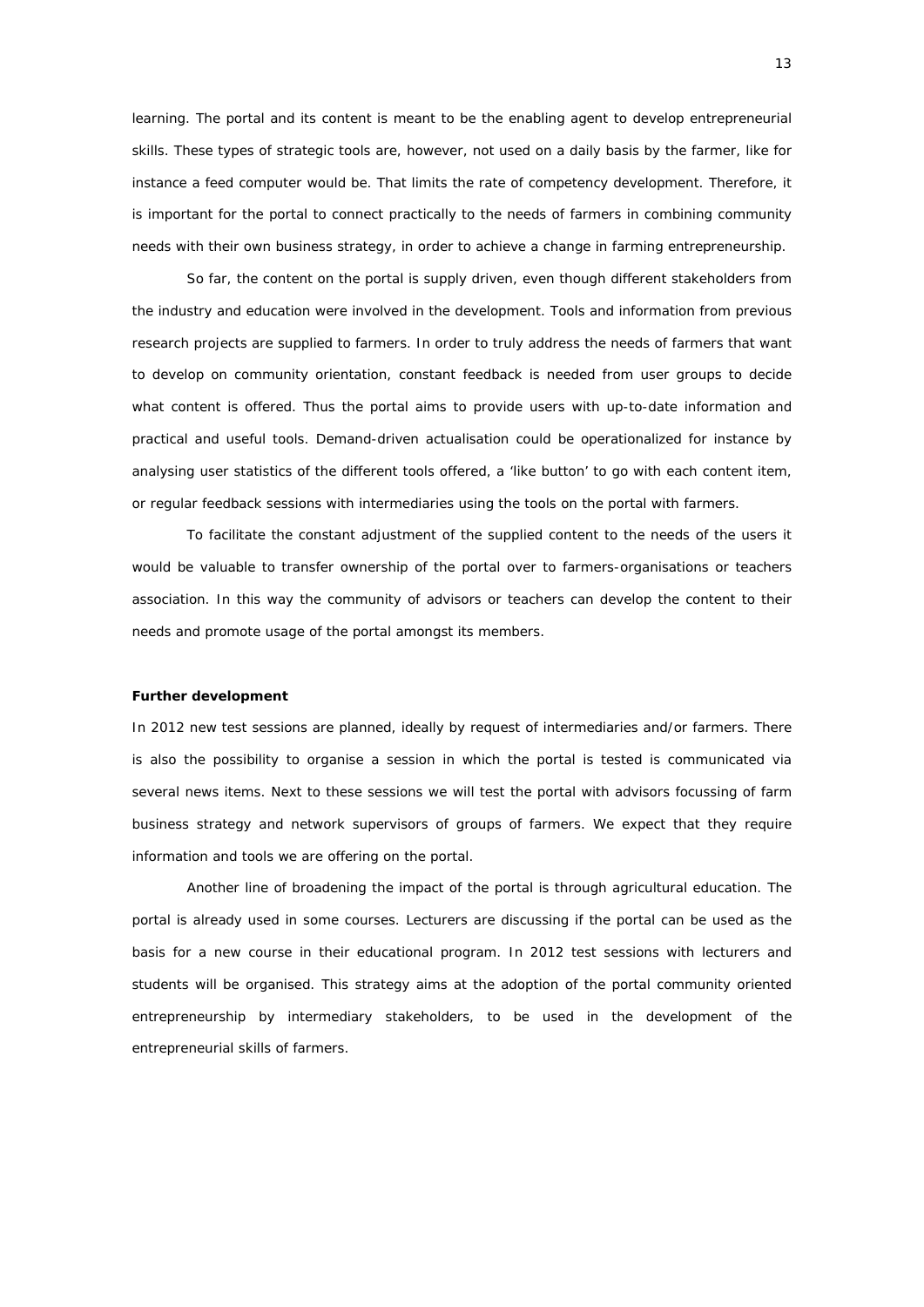learning. The portal and its content is meant to be the enabling agent to develop entrepreneurial skills. These types of strategic tools are, however, not used on a daily basis by the farmer, like for instance a feed computer would be. That limits the rate of competency development. Therefore, it is important for the portal to connect practically to the needs of farmers in combining community needs with their own business strategy, in order to achieve a change in farming entrepreneurship.

So far, the content on the portal is supply driven, even though different stakeholders from the industry and education were involved in the development. Tools and information from previous research projects are supplied to farmers. In order to truly address the needs of farmers that want to develop on community orientation, constant feedback is needed from user groups to decide what content is offered. Thus the portal aims to provide users with up-to-date information and practical and useful tools. Demand-driven actualisation could be operationalized for instance by analysing user statistics of the different tools offered, a 'like button' to go with each content item, or regular feedback sessions with intermediaries using the tools on the portal with farmers.

To facilitate the constant adjustment of the supplied content to the needs of the users it would be valuable to transfer ownership of the portal over to farmers-organisations or teachers association. In this way the community of advisors or teachers can develop the content to their needs and promote usage of the portal amongst its members.

**Further development**

In 2012 new test sessions are planned, ideally by request of intermediaries and/or farmers. There is also the possibility to organise a session in which the portal is tested is communicated via several news items. Next to these sessions we will test the portal with advisors focussing of farm business strategy and network supervisors of groups of farmers. We expect that they require information and tools we are offering on the portal.

Another line of broadening the impact of the portal is through agricultural education. The portal is already used in some courses. Lecturers are discussing if the portal can be used as the basis for a new course in their educational program. In 2012 test sessions with lecturers and students will be organised. This strategy aims at the adoption of the portal community oriented entrepreneurship by intermediary stakeholders, to be used in the development of the entrepreneurial skills of farmers.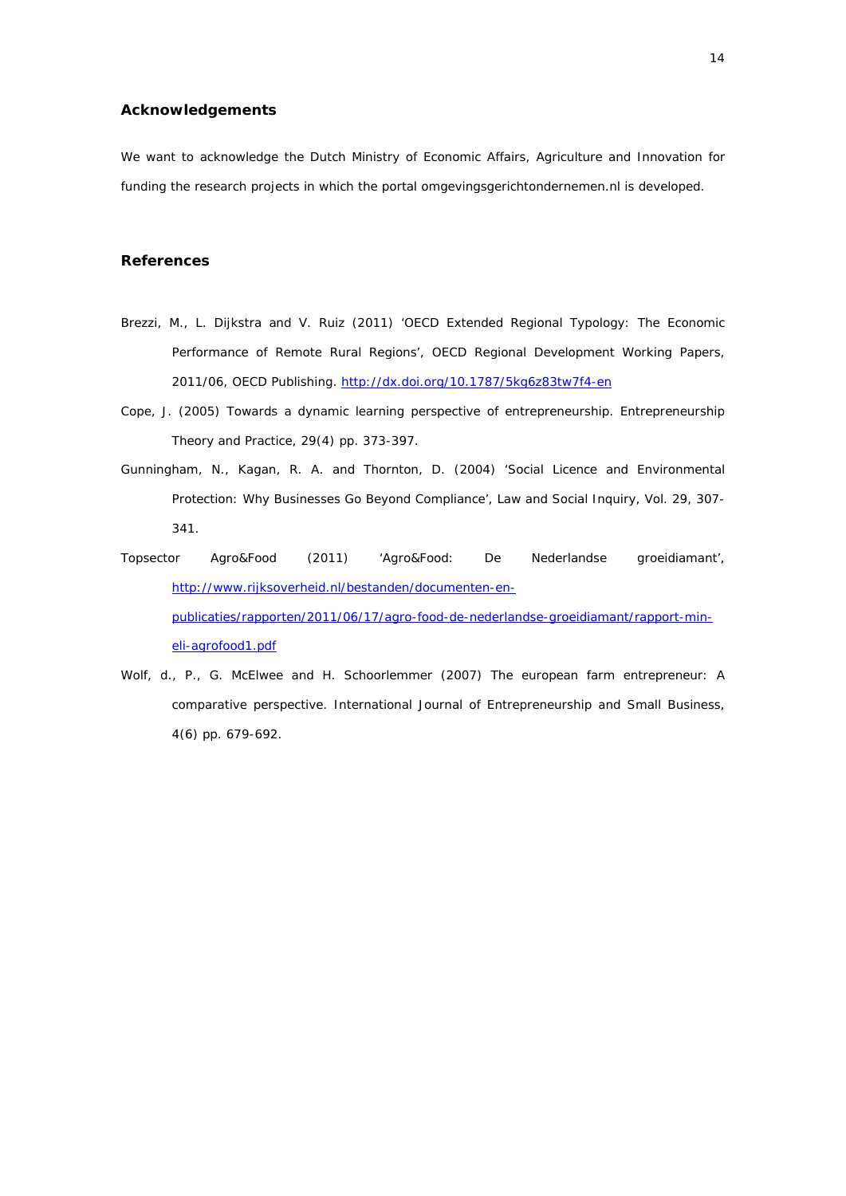## Acknowledgements

We want to acknowledge the Dutch Ministry of Economic Affairs, Agriculture and Innovation for funding the research projects in which the portal omgevingsgerichtondernemen.nl is developed.

## References

Brezzi, M., L. Dijkstra and V. Ruiz (2011) 'OECD Extended Regional Typology: The Economic Performance of Remote Rural Regions', OECD Regional Development Working Papers, 2011/06, OECD Publishing. http://dx.doi.org/10.1787/5kg6z83tw7f4-en

Cope, J. (2005) Towards a dynamic learning perspective of entrepreneurship. Entrepreneurship Theory and Practice, 29(4) pp. 373-397.

Gunningham, N., Kagan, R. A. and Thornton, D. (2004) 'Social Licence and Environmental Protection: Why Businesses Go Beyond Compliance', Law and Social Inquiry, Vol. 29, 307-341.

Topsector Agro&Food (2011) 'Agro&Food: De Nederlandse groeidiamant', http://www.rijksoverheid.nl/bestanden/documenten-en-publicaties/rapporten/2011/06/17/agro-food-de-nederlandse-groeidiamant/rapport-min-eli-agrofood1.pdf

Wolf, d., P., G. McElwee and H. Schoorlemmer (2007) The european farm entrepreneur: A comparative perspective. International Journal of Entrepreneurship and Small Business, 4(6) pp. 679-692.